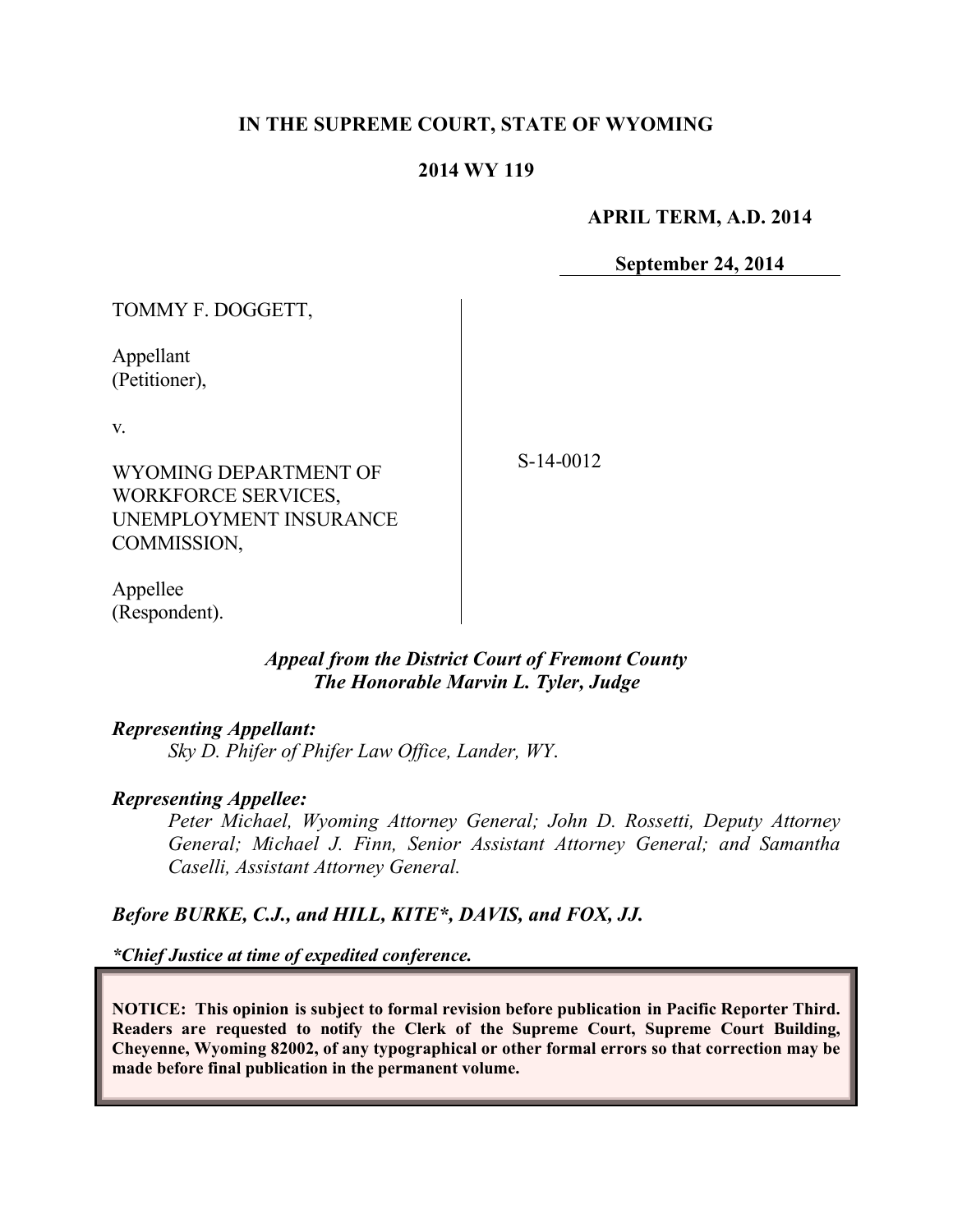**IN THE SUPREME COURT, STATE OF WYOMING**

**2014 WY 119**

**APRIL TERM, A.D. 2014**

**September 24, 2014**

TOMMY F. DOGGETT,

Appellant
(Petitioner),

v.

WYOMING DEPARTMENT OF WORKFORCE SERVICES, UNEMPLOYMENT INSURANCE COMMISSION,

Appellee
(Respondent).

S-14-0012

***Appeal from the District Court of Fremont County***
***The Honorable Marvin L. Tyler, Judge***

***Representing Appellant:***

*Sky D. Phifer of Phifer Law Office, Lander, WY.*

***Representing Appellee:***

*Peter Michael, Wyoming Attorney General; John D. Rossetti, Deputy Attorney General; Michael J. Finn, Senior Assistant Attorney General; and Samantha Caselli, Assistant Attorney General.*

***Before BURKE, C.J., and HILL, KITE\*, DAVIS, and FOX, JJ.***

***\*Chief Justice at time of expedited conference.***

**NOTICE: This opinion is subject to formal revision before publication in Pacific Reporter Third. Readers are requested to notify the Clerk of the Supreme Court, Supreme Court Building, Cheyenne, Wyoming 82002, of any typographical or other formal errors so that correction may be made before final publication in the permanent volume.**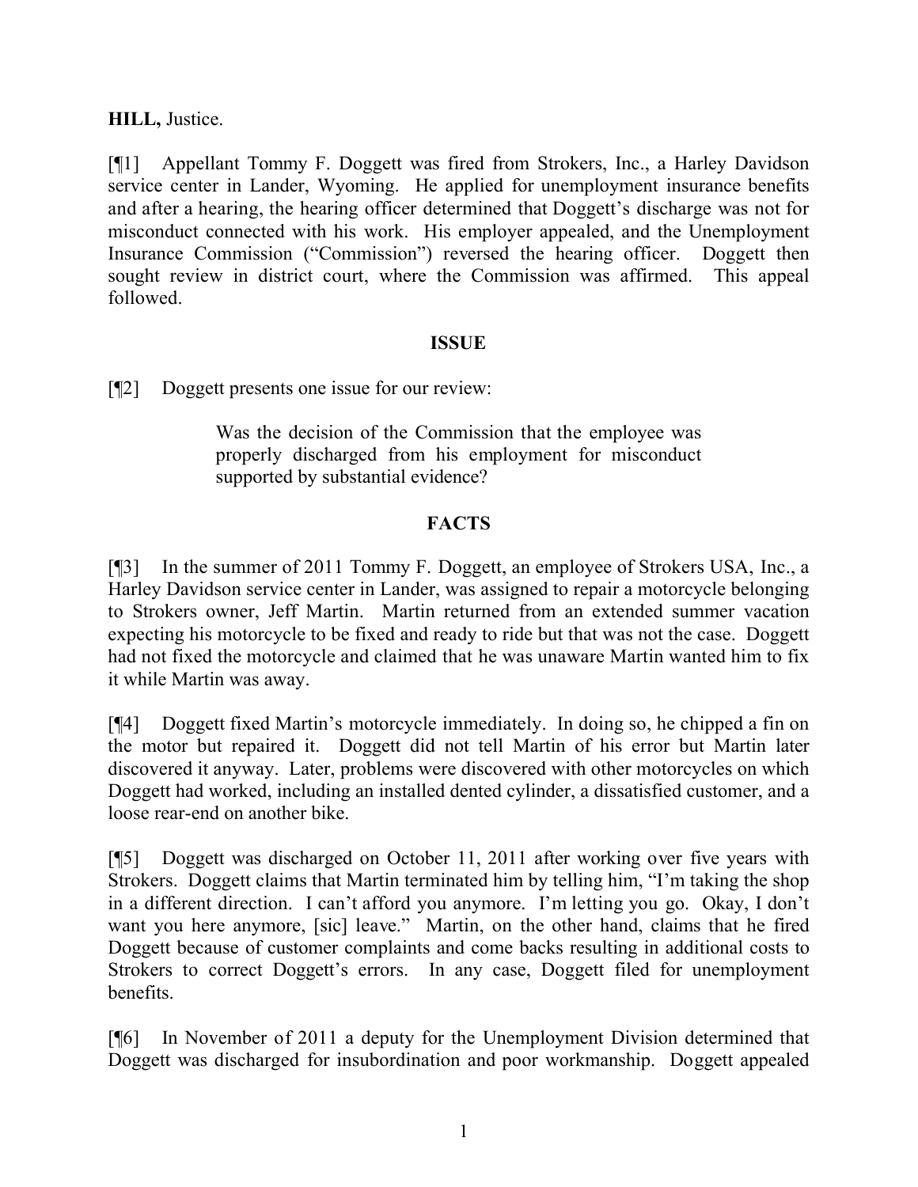**HILL,** Justice.

[¶1] Appellant Tommy F. Doggett was fired from Strokers, Inc., a Harley Davidson service center in Lander, Wyoming. He applied for unemployment insurance benefits and after a hearing, the hearing officer determined that Doggett's discharge was not for misconduct connected with his work. His employer appealed, and the Unemployment Insurance Commission ("Commission") reversed the hearing officer. Doggett then sought review in district court, where the Commission was affirmed. This appeal followed.

## ISSUE

[¶2] Doggett presents one issue for our review:

> Was the decision of the Commission that the employee was properly discharged from his employment for misconduct supported by substantial evidence?

## FACTS

[¶3] In the summer of 2011 Tommy F. Doggett, an employee of Strokers USA, Inc., a Harley Davidson service center in Lander, was assigned to repair a motorcycle belonging to Strokers owner, Jeff Martin. Martin returned from an extended summer vacation expecting his motorcycle to be fixed and ready to ride but that was not the case. Doggett had not fixed the motorcycle and claimed that he was unaware Martin wanted him to fix it while Martin was away.

[¶4] Doggett fixed Martin's motorcycle immediately. In doing so, he chipped a fin on the motor but repaired it. Doggett did not tell Martin of his error but Martin later discovered it anyway. Later, problems were discovered with other motorcycles on which Doggett had worked, including an installed dented cylinder, a dissatisfied customer, and a loose rear-end on another bike.

[¶5] Doggett was discharged on October 11, 2011 after working over five years with Strokers. Doggett claims that Martin terminated him by telling him, "I'm taking the shop in a different direction. I can't afford you anymore. I'm letting you go. Okay, I don't want you here anymore, [sic] leave." Martin, on the other hand, claims that he fired Doggett because of customer complaints and come backs resulting in additional costs to Strokers to correct Doggett's errors. In any case, Doggett filed for unemployment benefits.

[¶6] In November of 2011 a deputy for the Unemployment Division determined that Doggett was discharged for insubordination and poor workmanship. Doggett appealed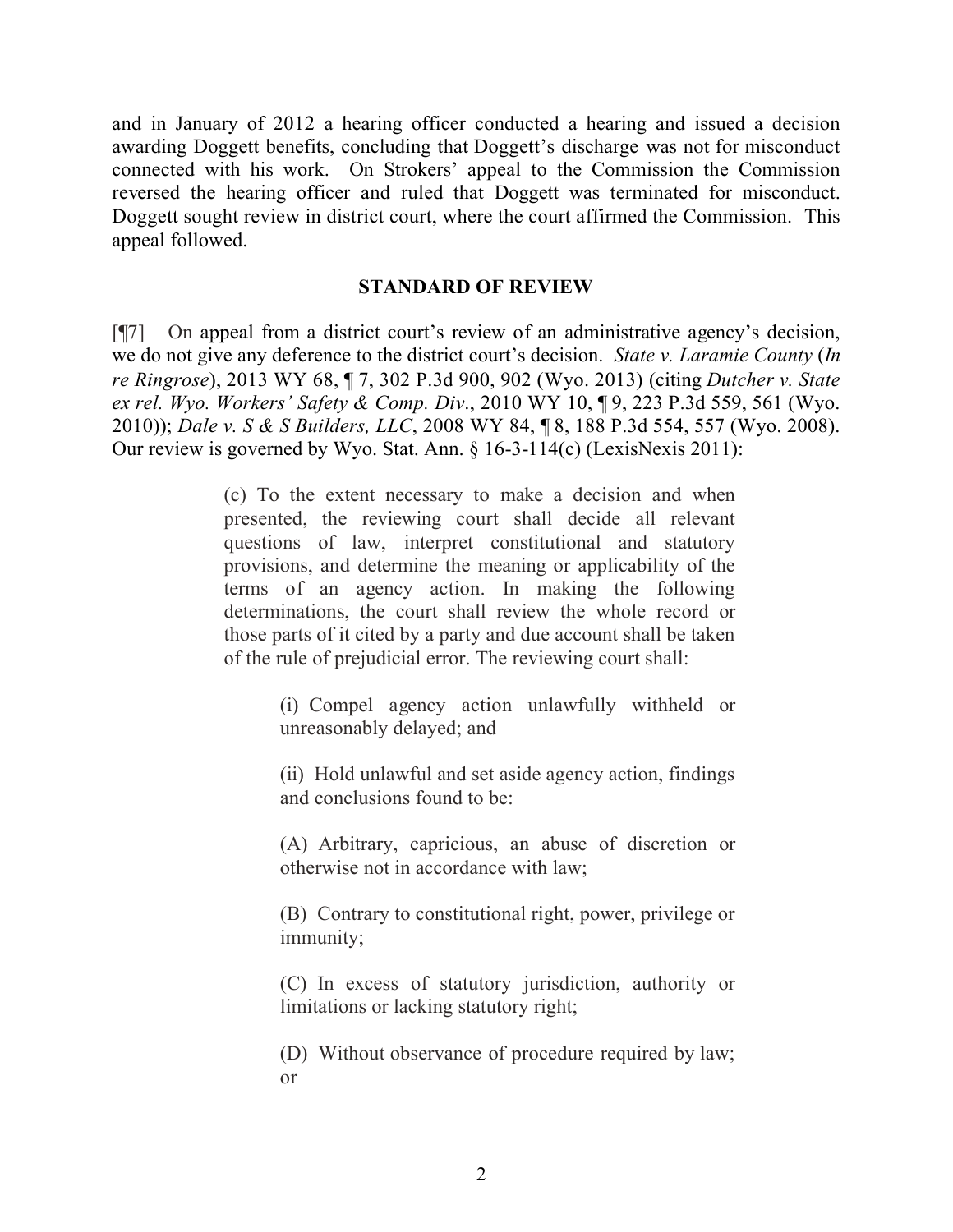and in January of 2012 a hearing officer conducted a hearing and issued a decision awarding Doggett benefits, concluding that Doggett's discharge was not for misconduct connected with his work. On Strokers' appeal to the Commission the Commission reversed the hearing officer and ruled that Doggett was terminated for misconduct. Doggett sought review in district court, where the court affirmed the Commission. This appeal followed.

## STANDARD OF REVIEW

[¶7] On appeal from a district court's review of an administrative agency's decision, we do not give any deference to the district court's decision. *State v. Laramie County* (*In re Ringrose*), 2013 WY 68, ¶ 7, 302 P.3d 900, 902 (Wyo. 2013) (citing *Dutcher v. State ex rel. Wyo. Workers' Safety & Comp. Div*., 2010 WY 10, ¶ 9, 223 P.3d 559, 561 (Wyo. 2010)); *Dale v. S & S Builders, LLC*, 2008 WY 84, ¶ 8, 188 P.3d 554, 557 (Wyo. 2008). Our review is governed by Wyo. Stat. Ann. § 16-3-114(c) (LexisNexis 2011):

> (c) To the extent necessary to make a decision and when presented, the reviewing court shall decide all relevant questions of law, interpret constitutional and statutory provisions, and determine the meaning or applicability of the terms of an agency action. In making the following determinations, the court shall review the whole record or those parts of it cited by a party and due account shall be taken of the rule of prejudicial error. The reviewing court shall:
>
> > (i) Compel agency action unlawfully withheld or unreasonably delayed; and
> >
> > (ii) Hold unlawful and set aside agency action, findings and conclusions found to be:
> >
> > (A) Arbitrary, capricious, an abuse of discretion or otherwise not in accordance with law;
> >
> > (B) Contrary to constitutional right, power, privilege or immunity;
> >
> > (C) In excess of statutory jurisdiction, authority or limitations or lacking statutory right;
> >
> > (D) Without observance of procedure required by law; or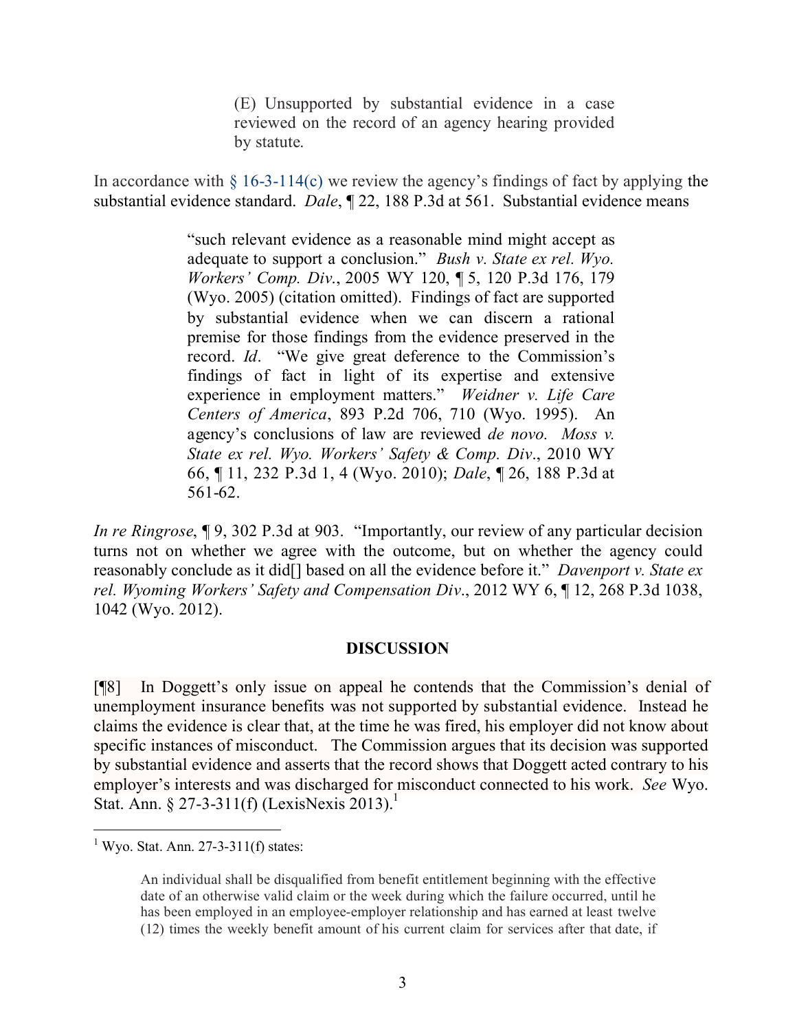> (E) Unsupported by substantial evidence in a case reviewed on the record of an agency hearing provided by statute.

In accordance with § 16-3-114(c) we review the agency's findings of fact by applying the substantial evidence standard. *Dale*, ¶ 22, 188 P.3d at 561. Substantial evidence means

> "such relevant evidence as a reasonable mind might accept as adequate to support a conclusion." *Bush v. State ex rel. Wyo. Workers' Comp. Div.*, 2005 WY 120, ¶ 5, 120 P.3d 176, 179 (Wyo. 2005) (citation omitted). Findings of fact are supported by substantial evidence when we can discern a rational premise for those findings from the evidence preserved in the record. *Id*. "We give great deference to the Commission's findings of fact in light of its expertise and extensive experience in employment matters." *Weidner v. Life Care Centers of America*, 893 P.2d 706, 710 (Wyo. 1995). An agency's conclusions of law are reviewed *de novo. Moss v. State ex rel. Wyo. Workers' Safety & Comp. Div*., 2010 WY 66, ¶ 11, 232 P.3d 1, 4 (Wyo. 2010); *Dale*, ¶ 26, 188 P.3d at 561-62.

*In re Ringrose*, ¶ 9, 302 P.3d at 903. "Importantly, our review of any particular decision turns not on whether we agree with the outcome, but on whether the agency could reasonably conclude as it did[] based on all the evidence before it." *Davenport v. State ex rel. Wyoming Workers' Safety and Compensation Div*., 2012 WY 6, ¶ 12, 268 P.3d 1038, 1042 (Wyo. 2012).

## DISCUSSION

[¶8] In Doggett's only issue on appeal he contends that the Commission's denial of unemployment insurance benefits was not supported by substantial evidence. Instead he claims the evidence is clear that, at the time he was fired, his employer did not know about specific instances of misconduct. The Commission argues that its decision was supported by substantial evidence and asserts that the record shows that Doggett acted contrary to his employer's interests and was discharged for misconduct connected to his work. *See* Wyo. Stat. Ann. § 27-3-311(f) (LexisNexis 2013).[1]

[1] Wyo. Stat. Ann. 27-3-311(f) states:

> An individual shall be disqualified from benefit entitlement beginning with the effective date of an otherwise valid claim or the week during which the failure occurred, until he has been employed in an employee-employer relationship and has earned at least twelve (12) times the weekly benefit amount of his current claim for services after that date, if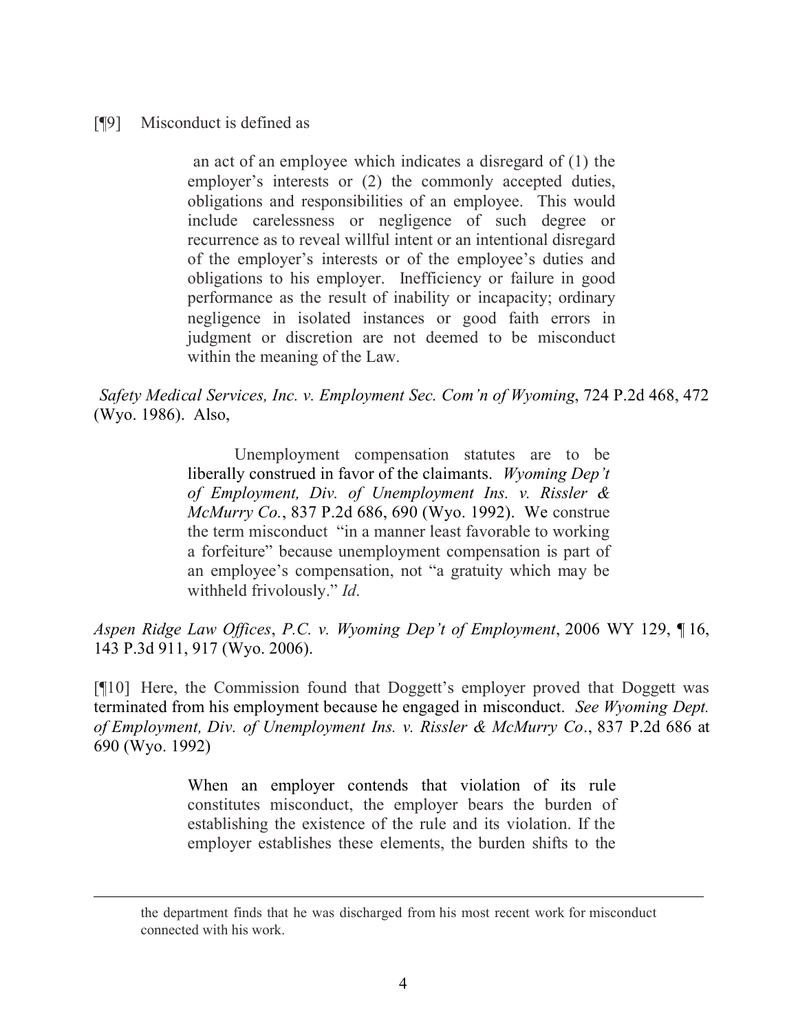[¶9] Misconduct is defined as

> an act of an employee which indicates a disregard of (1) the employer's interests or (2) the commonly accepted duties, obligations and responsibilities of an employee. This would include carelessness or negligence of such degree or recurrence as to reveal willful intent or an intentional disregard of the employer's interests or of the employee's duties and obligations to his employer. Inefficiency or failure in good performance as the result of inability or incapacity; ordinary negligence in isolated instances or good faith errors in judgment or discretion are not deemed to be misconduct within the meaning of the Law.

*Safety Medical Services, Inc. v. Employment Sec. Com'n of Wyoming*, 724 P.2d 468, 472 (Wyo. 1986). Also,

> Unemployment compensation statutes are to be liberally construed in favor of the claimants. *Wyoming Dep't of Employment, Div. of Unemployment Ins. v. Rissler & McMurry Co.*, 837 P.2d 686, 690 (Wyo. 1992). We construe the term misconduct "in a manner least favorable to working a forfeiture" because unemployment compensation is part of an employee's compensation, not "a gratuity which may be withheld frivolously." *Id.*

*Aspen Ridge Law Offices*, *P.C. v. Wyoming Dep't of Employment*, 2006 WY 129, ¶ 16, 143 P.3d 911, 917 (Wyo. 2006).

[¶10] Here, the Commission found that Doggett's employer proved that Doggett was terminated from his employment because he engaged in misconduct. *See Wyoming Dept. of Employment, Div. of Unemployment Ins. v. Rissler & McMurry Co*., 837 P.2d 686 at 690 (Wyo. 1992)

> When an employer contends that violation of its rule constitutes misconduct, the employer bears the burden of establishing the existence of the rule and its violation. If the employer establishes these elements, the burden shifts to the

---

the department finds that he was discharged from his most recent work for misconduct connected with his work.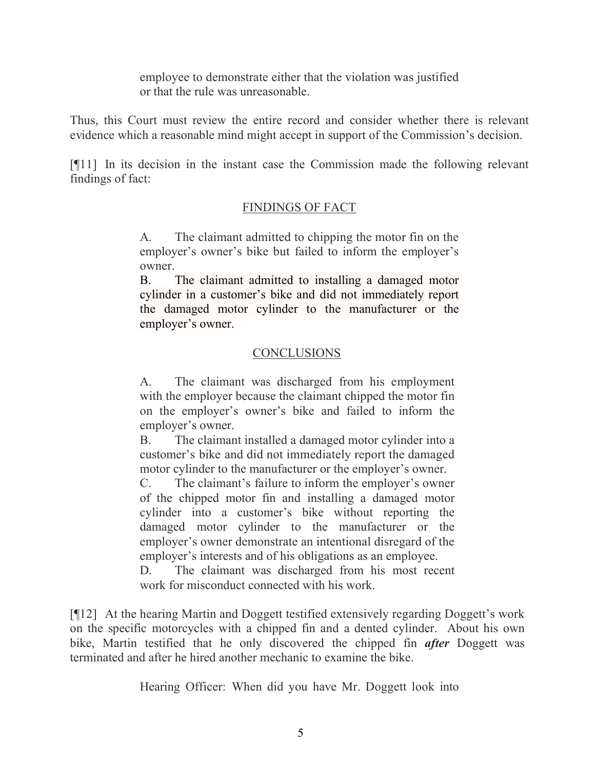> employee to demonstrate either that the violation was justified or that the rule was unreasonable.

Thus, this Court must review the entire record and consider whether there is relevant evidence which a reasonable mind might accept in support of the Commission's decision.

[¶11] In its decision in the instant case the Commission made the following relevant findings of fact:

> FINDINGS OF FACT
>
> A. The claimant admitted to chipping the motor fin on the employer's owner's bike but failed to inform the employer's owner.
>
> B. The claimant admitted to installing a damaged motor cylinder in a customer's bike and did not immediately report the damaged motor cylinder to the manufacturer or the employer's owner.
>
> CONCLUSIONS
>
> A. The claimant was discharged from his employment with the employer because the claimant chipped the motor fin on the employer's owner's bike and failed to inform the employer's owner.
>
> B. The claimant installed a damaged motor cylinder into a customer's bike and did not immediately report the damaged motor cylinder to the manufacturer or the employer's owner.
>
> C. The claimant's failure to inform the employer's owner of the chipped motor fin and installing a damaged motor cylinder into a customer's bike without reporting the damaged motor cylinder to the manufacturer or the employer's owner demonstrate an intentional disregard of the employer's interests and of his obligations as an employee.
>
> D. The claimant was discharged from his most recent work for misconduct connected with his work.

[¶12] At the hearing Martin and Doggett testified extensively regarding Doggett's work on the specific motorcycles with a chipped fin and a dented cylinder. About his own bike, Martin testified that he only discovered the chipped fin ***after*** Doggett was terminated and after he hired another mechanic to examine the bike.

> Hearing Officer: When did you have Mr. Doggett look into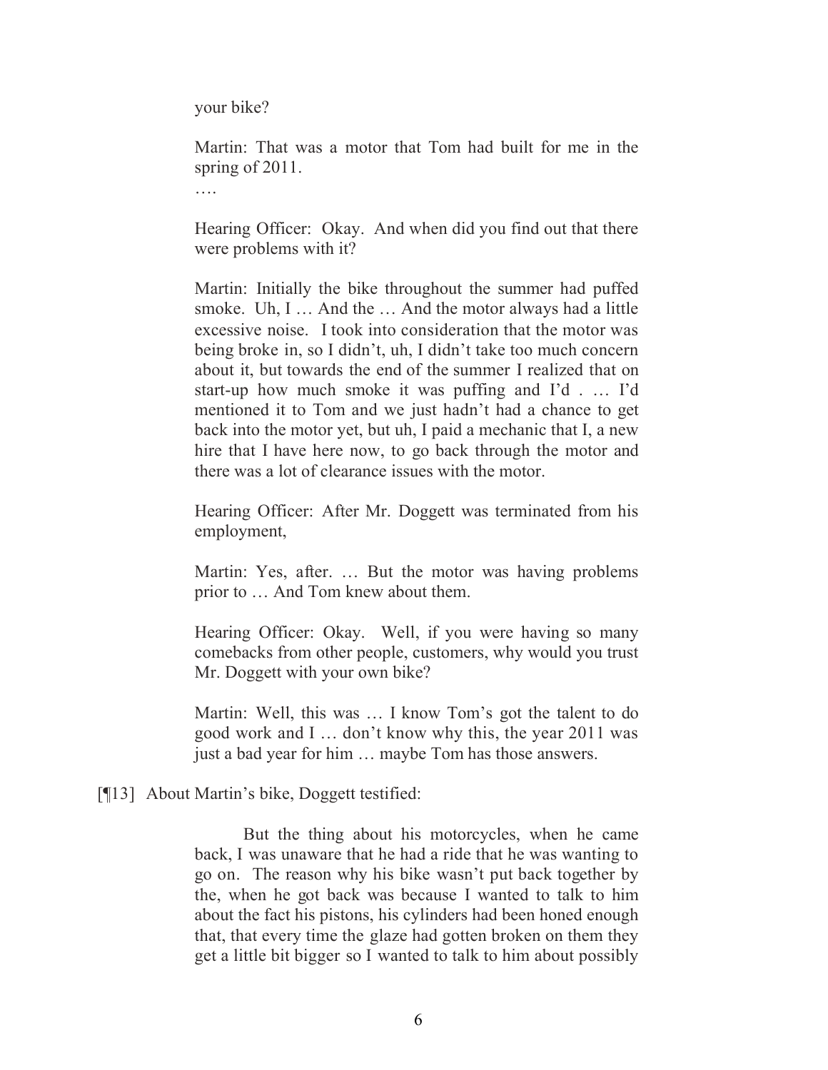your bike?

> Martin: That was a motor that Tom had built for me in the spring of 2011.
>
> ….
>
> Hearing Officer: Okay. And when did you find out that there were problems with it?
>
> Martin: Initially the bike throughout the summer had puffed smoke. Uh, I … And the … And the motor always had a little excessive noise. I took into consideration that the motor was being broke in, so I didn't, uh, I didn't take too much concern about it, but towards the end of the summer I realized that on start-up how much smoke it was puffing and I'd . … I'd mentioned it to Tom and we just hadn't had a chance to get back into the motor yet, but uh, I paid a mechanic that I, a new hire that I have here now, to go back through the motor and there was a lot of clearance issues with the motor.
>
> Hearing Officer: After Mr. Doggett was terminated from his employment,
>
> Martin: Yes, after. … But the motor was having problems prior to … And Tom knew about them.
>
> Hearing Officer: Okay. Well, if you were having so many comebacks from other people, customers, why would you trust Mr. Doggett with your own bike?
>
> Martin: Well, this was … I know Tom's got the talent to do good work and I … don't know why this, the year 2011 was just a bad year for him … maybe Tom has those answers.

[¶13] About Martin's bike, Doggett testified:

> But the thing about his motorcycles, when he came back, I was unaware that he had a ride that he was wanting to go on. The reason why his bike wasn't put back together by the, when he got back was because I wanted to talk to him about the fact his pistons, his cylinders had been honed enough that, that every time the glaze had gotten broken on them they get a little bit bigger so I wanted to talk to him about possibly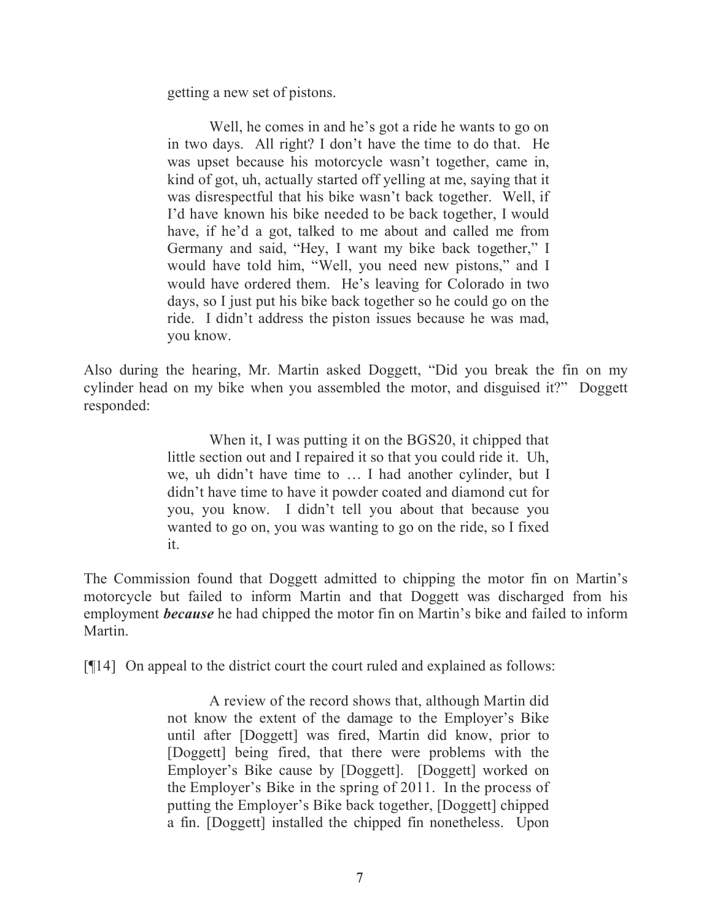> getting a new set of pistons.
>
> Well, he comes in and he's got a ride he wants to go on in two days. All right? I don't have the time to do that. He was upset because his motorcycle wasn't together, came in, kind of got, uh, actually started off yelling at me, saying that it was disrespectful that his bike wasn't back together. Well, if I'd have known his bike needed to be back together, I would have, if he'd a got, talked to me about and called me from Germany and said, "Hey, I want my bike back together," I would have told him, "Well, you need new pistons," and I would have ordered them. He's leaving for Colorado in two days, so I just put his bike back together so he could go on the ride. I didn't address the piston issues because he was mad, you know.

Also during the hearing, Mr. Martin asked Doggett, "Did you break the fin on my cylinder head on my bike when you assembled the motor, and disguised it?" Doggett responded:

> When it, I was putting it on the BGS20, it chipped that little section out and I repaired it so that you could ride it. Uh, we, uh didn't have time to … I had another cylinder, but I didn't have time to have it powder coated and diamond cut for you, you know. I didn't tell you about that because you wanted to go on, you was wanting to go on the ride, so I fixed it.

The Commission found that Doggett admitted to chipping the motor fin on Martin's motorcycle but failed to inform Martin and that Doggett was discharged from his employment ***because*** he had chipped the motor fin on Martin's bike and failed to inform Martin.

[¶14] On appeal to the district court the court ruled and explained as follows:

> A review of the record shows that, although Martin did not know the extent of the damage to the Employer's Bike until after [Doggett] was fired, Martin did know, prior to [Doggett] being fired, that there were problems with the Employer's Bike cause by [Doggett]. [Doggett] worked on the Employer's Bike in the spring of 2011. In the process of putting the Employer's Bike back together, [Doggett] chipped a fin. [Doggett] installed the chipped fin nonetheless. Upon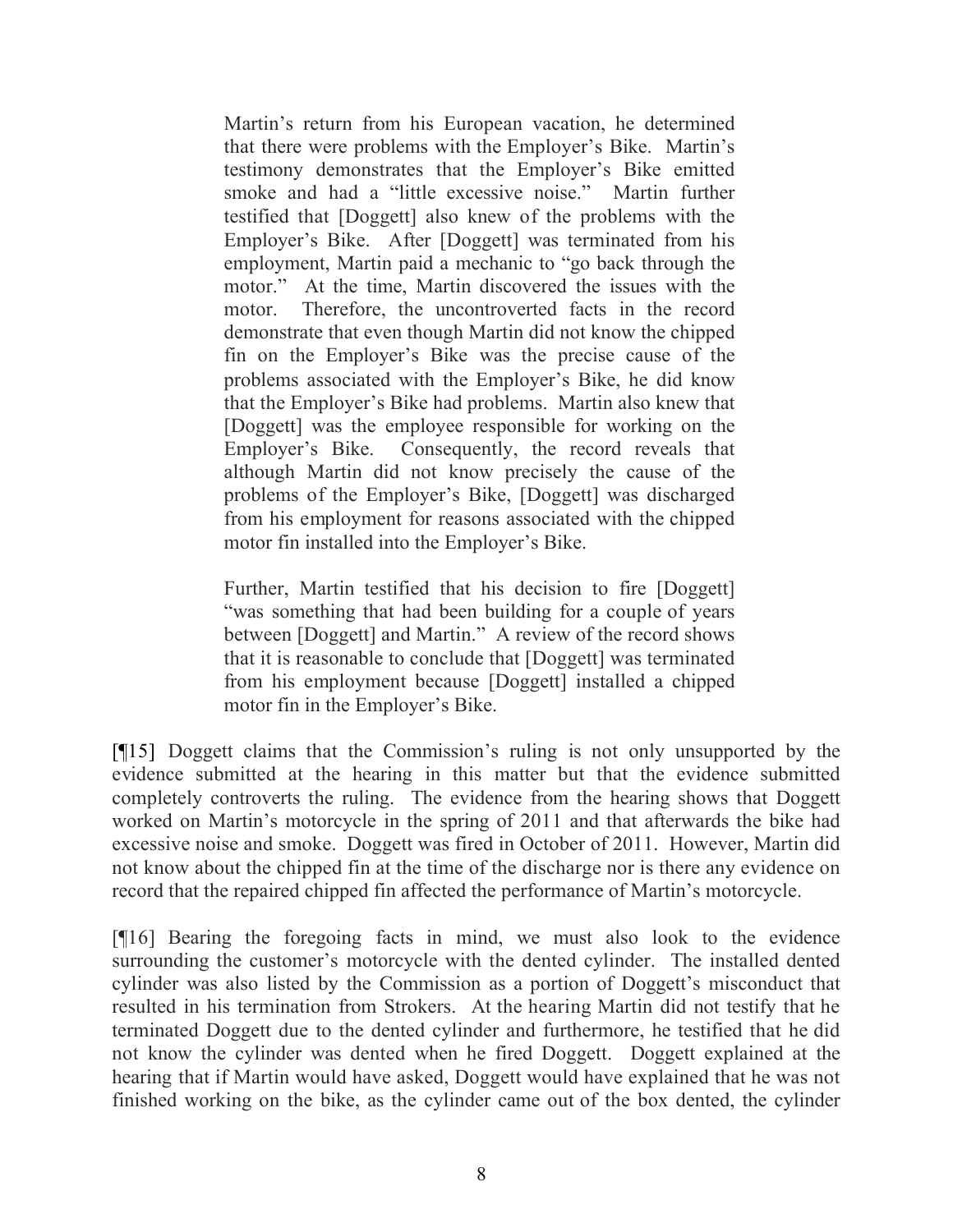> Martin's return from his European vacation, he determined that there were problems with the Employer's Bike. Martin's testimony demonstrates that the Employer's Bike emitted smoke and had a "little excessive noise." Martin further testified that [Doggett] also knew of the problems with the Employer's Bike. After [Doggett] was terminated from his employment, Martin paid a mechanic to "go back through the motor." At the time, Martin discovered the issues with the motor. Therefore, the uncontroverted facts in the record demonstrate that even though Martin did not know the chipped fin on the Employer's Bike was the precise cause of the problems associated with the Employer's Bike, he did know that the Employer's Bike had problems. Martin also knew that [Doggett] was the employee responsible for working on the Employer's Bike. Consequently, the record reveals that although Martin did not know precisely the cause of the problems of the Employer's Bike, [Doggett] was discharged from his employment for reasons associated with the chipped motor fin installed into the Employer's Bike.
>
> Further, Martin testified that his decision to fire [Doggett] "was something that had been building for a couple of years between [Doggett] and Martin." A review of the record shows that it is reasonable to conclude that [Doggett] was terminated from his employment because [Doggett] installed a chipped motor fin in the Employer's Bike.

[¶15] Doggett claims that the Commission's ruling is not only unsupported by the evidence submitted at the hearing in this matter but that the evidence submitted completely controverts the ruling. The evidence from the hearing shows that Doggett worked on Martin's motorcycle in the spring of 2011 and that afterwards the bike had excessive noise and smoke. Doggett was fired in October of 2011. However, Martin did not know about the chipped fin at the time of the discharge nor is there any evidence on record that the repaired chipped fin affected the performance of Martin's motorcycle.

[¶16] Bearing the foregoing facts in mind, we must also look to the evidence surrounding the customer's motorcycle with the dented cylinder. The installed dented cylinder was also listed by the Commission as a portion of Doggett's misconduct that resulted in his termination from Strokers. At the hearing Martin did not testify that he terminated Doggett due to the dented cylinder and furthermore, he testified that he did not know the cylinder was dented when he fired Doggett. Doggett explained at the hearing that if Martin would have asked, Doggett would have explained that he was not finished working on the bike, as the cylinder came out of the box dented, the cylinder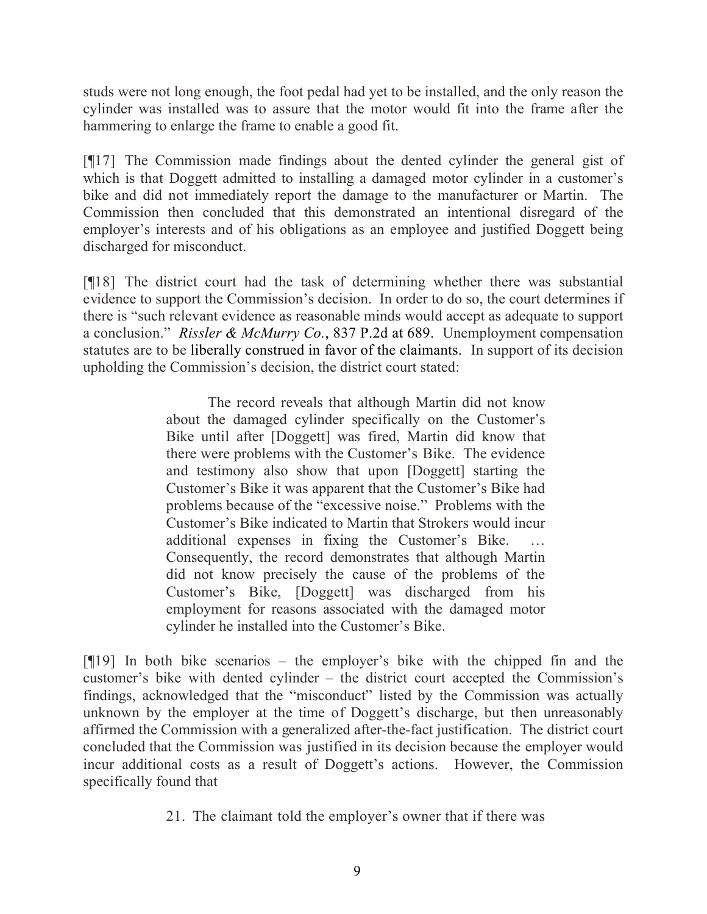studs were not long enough, the foot pedal had yet to be installed, and the only reason the cylinder was installed was to assure that the motor would fit into the frame after the hammering to enlarge the frame to enable a good fit.

[¶17] The Commission made findings about the dented cylinder the general gist of which is that Doggett admitted to installing a damaged motor cylinder in a customer's bike and did not immediately report the damage to the manufacturer or Martin. The Commission then concluded that this demonstrated an intentional disregard of the employer's interests and of his obligations as an employee and justified Doggett being discharged for misconduct.

[¶18] The district court had the task of determining whether there was substantial evidence to support the Commission's decision. In order to do so, the court determines if there is "such relevant evidence as reasonable minds would accept as adequate to support a conclusion." *Rissler & McMurry Co.*, 837 P.2d at 689. Unemployment compensation statutes are to be liberally construed in favor of the claimants. In support of its decision upholding the Commission's decision, the district court stated:

> The record reveals that although Martin did not know about the damaged cylinder specifically on the Customer's Bike until after [Doggett] was fired, Martin did know that there were problems with the Customer's Bike. The evidence and testimony also show that upon [Doggett] starting the Customer's Bike it was apparent that the Customer's Bike had problems because of the "excessive noise." Problems with the Customer's Bike indicated to Martin that Strokers would incur additional expenses in fixing the Customer's Bike. … Consequently, the record demonstrates that although Martin did not know precisely the cause of the problems of the Customer's Bike, [Doggett] was discharged from his employment for reasons associated with the damaged motor cylinder he installed into the Customer's Bike.

[¶19] In both bike scenarios – the employer's bike with the chipped fin and the customer's bike with dented cylinder – the district court accepted the Commission's findings, acknowledged that the "misconduct" listed by the Commission was actually unknown by the employer at the time of Doggett's discharge, but then unreasonably affirmed the Commission with a generalized after-the-fact justification. The district court concluded that the Commission was justified in its decision because the employer would incur additional costs as a result of Doggett's actions. However, the Commission specifically found that

> 21. The claimant told the employer's owner that if there was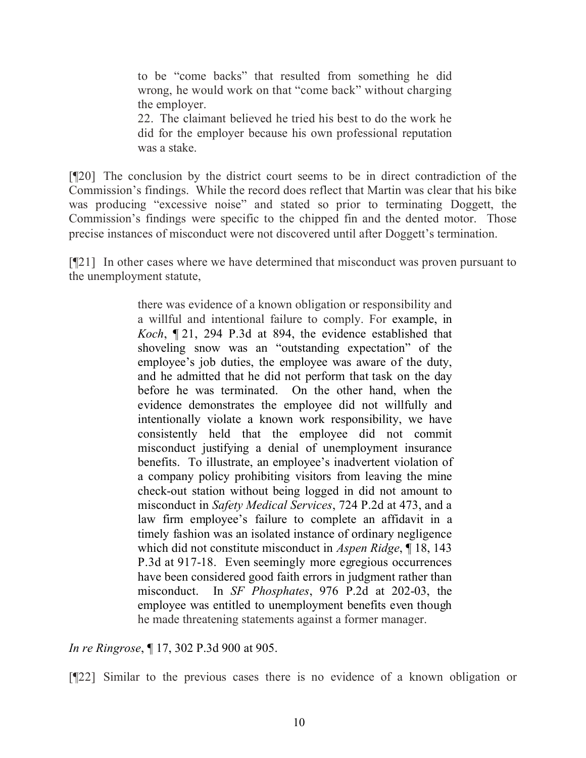> to be "come backs" that resulted from something he did wrong, he would work on that "come back" without charging the employer.
>
> 22. The claimant believed he tried his best to do the work he did for the employer because his own professional reputation was a stake.

[¶20] The conclusion by the district court seems to be in direct contradiction of the Commission's findings. While the record does reflect that Martin was clear that his bike was producing "excessive noise" and stated so prior to terminating Doggett, the Commission's findings were specific to the chipped fin and the dented motor. Those precise instances of misconduct were not discovered until after Doggett's termination.

[¶21] In other cases where we have determined that misconduct was proven pursuant to the unemployment statute,

> there was evidence of a known obligation or responsibility and a willful and intentional failure to comply. For example, in *Koch*, ¶ 21, 294 P.3d at 894, the evidence established that shoveling snow was an "outstanding expectation" of the employee's job duties, the employee was aware of the duty, and he admitted that he did not perform that task on the day before he was terminated. On the other hand, when the evidence demonstrates the employee did not willfully and intentionally violate a known work responsibility, we have consistently held that the employee did not commit misconduct justifying a denial of unemployment insurance benefits. To illustrate, an employee's inadvertent violation of a company policy prohibiting visitors from leaving the mine check-out station without being logged in did not amount to misconduct in *Safety Medical Services*, 724 P.2d at 473, and a law firm employee's failure to complete an affidavit in a timely fashion was an isolated instance of ordinary negligence which did not constitute misconduct in *Aspen Ridge*, ¶ 18, 143 P.3d at 917-18. Even seemingly more egregious occurrences have been considered good faith errors in judgment rather than misconduct. In *SF Phosphates*, 976 P.2d at 202-03, the employee was entitled to unemployment benefits even though he made threatening statements against a former manager.

*In re Ringrose*, ¶ 17, 302 P.3d 900 at 905.

[¶22] Similar to the previous cases there is no evidence of a known obligation or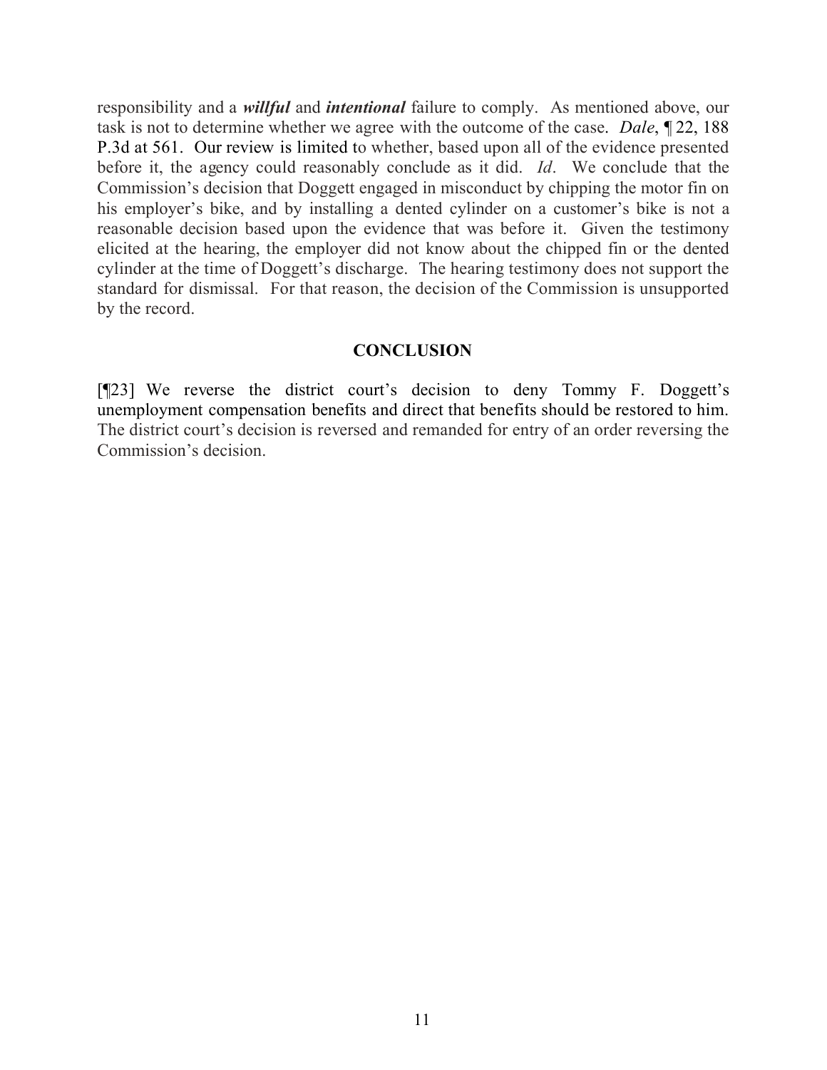responsibility and a ***willful*** and ***intentional*** failure to comply. As mentioned above, our task is not to determine whether we agree with the outcome of the case. *Dale*, ¶ 22, 188 P.3d at 561. Our review is limited to whether, based upon all of the evidence presented before it, the agency could reasonably conclude as it did. *Id*. We conclude that the Commission's decision that Doggett engaged in misconduct by chipping the motor fin on his employer's bike, and by installing a dented cylinder on a customer's bike is not a reasonable decision based upon the evidence that was before it. Given the testimony elicited at the hearing, the employer did not know about the chipped fin or the dented cylinder at the time of Doggett's discharge. The hearing testimony does not support the standard for dismissal. For that reason, the decision of the Commission is unsupported by the record.

## CONCLUSION

[¶23] We reverse the district court's decision to deny Tommy F. Doggett's unemployment compensation benefits and direct that benefits should be restored to him. The district court's decision is reversed and remanded for entry of an order reversing the Commission's decision.